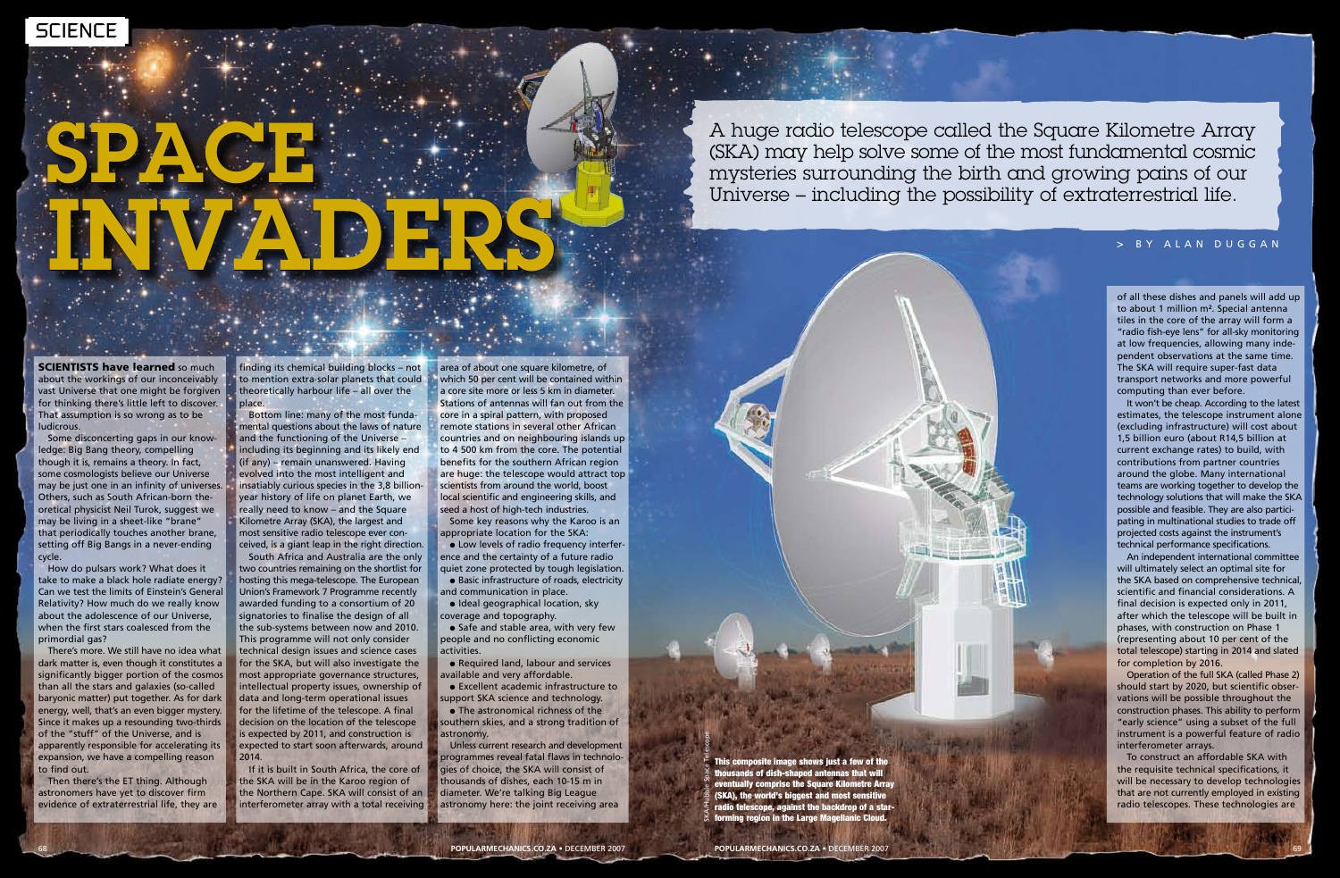# SPACE INVADERS

A huge radio telescope called the Square Kilometre Array (SKA) may help solve some of the most fundamental cosmic mysteries surrounding the birth and growing pains of our Universe – including the possibility of extraterrestrial life.

> BY ALAN DUGGAN

**SCIENTISTS have learned** so much about the workings of our inconceivably vast Universe that one might be forgiven for thinking there's little left to discover. That assumption is so wrong as to be ludicrous.

Some disconcerting gaps in our knowledge: Big Bang theory, compelling though it is, remains a theory. In fact, some cosmologists believe our Universe may be just one in an infinity of universes. Others, such as South African-born theoretical physicist Neil Turok, suggest we may be living in a sheet-like "brane" that periodically touches another brane, setting off Big Bangs in a never-ending cycle.

How do pulsars work? What does it take to make a black hole radiate energy? Can we test the limits of Einstein's General Relativity? How much do we really know about the adolescence of our Universe, when the first stars coalesced from the primordial gas?

There's more. We still have no idea what dark matter is, even though it constitutes a significantly bigger portion of the cosmos than all the stars and galaxies (so-called baryonic matter) put together. As for dark energy, well, that's an even bigger mystery. Since it makes up a resounding two-thirds of the "stuff" of the Universe, and is apparently responsible for accelerating its expansion, we have a compelling reason to find out.

Then there's the ET thing. Although astronomers have yet to discover firm evidence of extraterrestrial life, they are finding its chemical building blocks – not to mention extra-solar planets that could theoretically harbour life – all over the place.

Bottom line: many of the most fundamental questions about the laws of nature and the functioning of the Universe – including its beginning and its likely end (if any) – remain unanswered. Having evolved into the most intelligent and insatiably curious species in the 3,8 billion-year history of life on planet Earth, we really need to know – and the Square Kilometre Array (SKA), the largest and most sensitive radio telescope ever conceived, is a giant leap in the right direction.

South Africa and Australia are the only two countries remaining on the shortlist for hosting this mega-telescope. The European Union's Framework 7 Programme recently awarded funding to a consortium of 20 signatories to finalise the design of all the sub-systems between now and 2010. This programme will not only consider technical design issues and science cases for the SKA, but will also investigate the most appropriate governance structures, intellectual property issues, ownership of data and long-term operational issues for the lifetime of the telescope. A final decision on the location of the telescope is expected by 2011, and construction is expected to start soon afterwards, around 2014.

If it is built in South Africa, the core of the SKA will be in the Karoo region of the Northern Cape. SKA will consist of an interferometer array with a total receiving area of about one square kilometre, of which 50 per cent will be contained within a core site more or less 5 km in diameter. Stations of antennas will fan out from the core in a spiral pattern, with proposed remote stations in several other African countries and on neighbouring islands up to 4 500 km from the core. The potential benefits for the southern African region are huge: the telescope would attract top scientists from around the world, boost local scientific and engineering skills, and seed a host of high-tech industries.

Some key reasons why the Karoo is an appropriate location for the SKA:

- Low levels of radio frequency interference and the certainty of a future radio quiet zone protected by tough legislation.
- Basic infrastructure of roads, electricity and communication in place.
- Ideal geographical location, sky coverage and topography.
- Safe and stable area, with very few people and no conflicting economic activities.
- Required land, labour and services available and very affordable.
- Excellent academic infrastructure to support SKA science and technology.
- The astronomical richness of the southern skies, and a strong tradition of astronomy.

Unless current research and development programmes reveal fatal flaws in technologies of choice, the SKA will consist of thousands of dishes, each 10-15 m in diameter. We're talking Big League astronomy here: the joint receiving area of all these dishes and panels will add up to about 1 million m². Special antenna tiles in the core of the array will form a "radio fish-eye lens" for all-sky monitoring at low frequencies, allowing many independent observations at the same time. The SKA will require super-fast data transport networks and more powerful computing than ever before.

It won't be cheap. According to the latest estimates, the telescope instrument alone (excluding infrastructure) will cost about 1,5 billion euro (about R14,5 billion at current exchange rates) to build, with contributions from partner countries around the globe. Many international teams are working together to develop the technology solutions that will make the SKA possible and feasible. They are also participating in multinational studies to trade off projected costs against the instrument's technical performance specifications.

An independent international committee will ultimately select an optimal site for the SKA based on comprehensive technical, scientific and financial considerations. A final decision is expected only in 2011, after which the telescope will be built in phases, with construction on Phase 1 (representing about 10 per cent of the total telescope) starting in 2014 and slated for completion by 2016.

Operation of the full SKA (called Phase 2) should start by 2020, but scientific observations will be possible throughout the construction phases. This ability to perform "early science" using a subset of the full instrument is a powerful feature of radio interferometer arrays.

To construct an affordable SKA with the requisite technical specifications, it will be necessary to develop technologies that are not currently employed in existing radio telescopes. These technologies are

**This composite image shows just a few of the thousands of dish-shaped antennas that will eventually comprise the Square Kilometre Array (SKA), the world's biggest and most sensitive radio telescope, against the backdrop of a star-forming region in the Large Magellanic Cloud.**

SKA/Hubble Space Telescope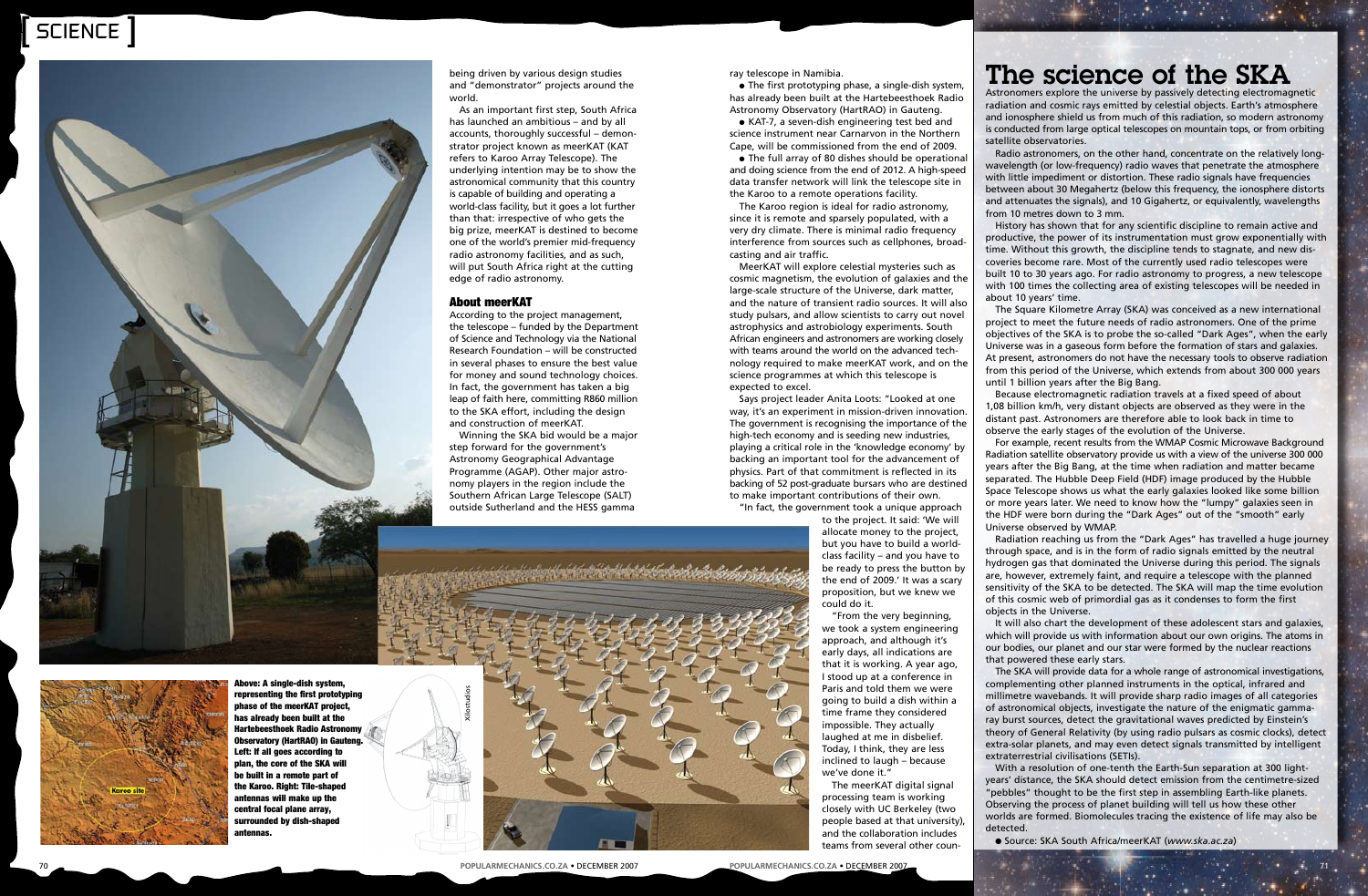being driven by various design studies and "demonstrator" projects around the world.

As an important first step, South Africa has launched an ambitious – and by all accounts, thoroughly successful – demonstrator project known as meerKAT (KAT refers to Karoo Array Telescope). The underlying intention may be to show the astronomical community that this country is capable of building and operating a world-class facility, but it goes a lot further than that: irrespective of who gets the big prize, meerKAT is destined to become one of the world's premier mid-frequency radio astronomy facilities, and as such, will put South Africa right at the cutting edge of radio astronomy.

## About meerKAT

According to the project management, the telescope – funded by the Department of Science and Technology via the National Research Foundation – will be constructed in several phases to ensure the best value for money and sound technology choices. In fact, the government has taken a big leap of faith here, committing R860 million to the SKA effort, including the design and construction of meerKAT.

Winning the SKA bid would be a major step forward for the government's Astronomy Geographical Advantage Programme (AGAP). Other major astronomy players in the region include the Southern African Large Telescope (SALT) outside Sutherland and the HESS gamma ray telescope in Namibia.

- The first prototyping phase, a single-dish system, has already been built at the Hartebeesthoek Radio Astronomy Observatory (HartRAO) in Gauteng.
- KAT-7, a seven-dish engineering test bed and science instrument near Carnarvon in the Northern Cape, will be commissioned from the end of 2009.
- The full array of 80 dishes should be operational and doing science from the end of 2012. A high-speed data transfer network will link the telescope site in the Karoo to a remote operations facility.

The Karoo region is ideal for radio astronomy, since it is remote and sparsely populated, with a very dry climate. There is minimal radio frequency interference from sources such as cellphones, broadcasting and air traffic.

MeerKAT will explore celestial mysteries such as cosmic magnetism, the evolution of galaxies and the large-scale structure of the Universe, dark matter, and the nature of transient radio sources. It will also study pulsars, and allow scientists to carry out novel astrophysics and astrobiology experiments. South African engineers and astronomers are working closely with teams around the world on the advanced technology required to make meerKAT work, and on the science programmes at which this telescope is expected to excel.

Says project leader Anita Loots: "Looked at one way, it's an experiment in mission-driven innovation. The government is recognising the importance of the high-tech economy and is seeding new industries, playing a critical role in the 'knowledge economy' by backing an important tool for the advancement of physics. Part of that commitment is reflected in its backing of 52 post-graduate bursars who are destined to make important contributions of their own.

"In fact, the government took a unique approach to the project. It said: 'We will allocate money to the project, but you have to build a world-class facility – and you have to be ready to press the button by the end of 2009.' It was a scary proposition, but we knew we could do it.

"From the very beginning, we took a system engineering approach, and although it's early days, all indications are that it is working. A year ago, I stood up at a conference in Paris and told them we were going to build a dish within a time frame they considered impossible. They actually laughed at me in disbelief. Today, I think, they are less inclined to laugh – because we've done it."

The meerKAT digital signal processing team is working closely with UC Berkeley (two people based at that university), and the collaboration includes teams from several other coun-

**Above: A single-dish system, representing the first prototyping phase of the meerKAT project, has already been built at the Hartebeesthoek Radio Astronomy Observatory (HartRAO) in Gauteng. Left: If all goes according to plan, the core of the SKA will be built in a remote part of the Karoo. Right: Tile-shaped antennas will make up the central focal plane array, surrounded by dish-shaped antennas.**

# The science of the SKA

Astronomers explore the universe by passively detecting electromagnetic radiation and cosmic rays emitted by celestial objects. Earth's atmosphere and ionosphere shield us from much of this radiation, so modern astronomy is conducted from large optical telescopes on mountain tops, or from orbiting satellite observatories.

Radio astronomers, on the other hand, concentrate on the relatively long-wavelength (or low-frequency) radio waves that penetrate the atmosphere with little impediment or distortion. These radio signals have frequencies between about 30 Megahertz (below this frequency, the ionosphere distorts and attenuates the signals), and 10 Gigahertz, or equivalently, wavelengths from 10 metres down to 3 mm.

History has shown that for any scientific discipline to remain active and productive, the power of its instrumentation must grow exponentially with time. Without this growth, the discipline tends to stagnate, and new discoveries become rare. Most of the currently used radio telescopes were built 10 to 30 years ago. For radio astronomy to progress, a new telescope with 100 times the collecting area of existing telescopes will be needed in about 10 years' time.

The Square Kilometre Array (SKA) was conceived as a new international project to meet the future needs of radio astronomers. One of the prime objectives of the SKA is to probe the so-called "Dark Ages", when the early Universe was in a gaseous form before the formation of stars and galaxies. At present, astronomers do not have the necessary tools to observe radiation from this period of the Universe, which extends from about 300 000 years until 1 billion years after the Big Bang.

Because electromagnetic radiation travels at a fixed speed of about 1,08 billion km/h, very distant objects are observed as they were in the distant past. Astronomers are therefore able to look back in time to observe the early stages of the evolution of the Universe.

For example, recent results from the WMAP Cosmic Microwave Background Radiation satellite observatory provide us with a view of the universe 300 000 years after the Big Bang, at the time when radiation and matter became separated. The Hubble Deep Field (HDF) image produced by the Hubble Space Telescope shows us what the early galaxies looked like some billion or more years later. We need to know how the "lumpy" galaxies seen in the HDF were born during the "Dark Ages" out of the "smooth" early Universe observed by WMAP.

Radiation reaching us from the "Dark Ages" has travelled a huge journey through space, and is in the form of radio signals emitted by the neutral hydrogen gas that dominated the Universe during this period. The signals are, however, extremely faint, and require a telescope with the planned sensitivity of the SKA to be detected. The SKA will map the time evolution of this cosmic web of primordial gas as it condenses to form the first objects in the Universe.

It will also chart the development of these adolescent stars and galaxies, which will provide us with information about our own origins. The atoms in our bodies, our planet and our star were formed by the nuclear reactions that powered these early stars.

The SKA will provide data for a whole range of astronomical investigations, complementing other planned instruments in the optical, infrared and millimetre wavebands. It will provide sharp radio images of all categories of astronomical objects, investigate the nature of the enigmatic gamma-ray burst sources, detect the gravitational waves predicted by Einstein's theory of General Relativity (by using radio pulsars as cosmic clocks), detect extra-solar planets, and may even detect signals transmitted by intelligent extraterrestrial civilisations (SETIs).

With a resolution of one-tenth the Earth-Sun separation at 300 light-years' distance, the SKA should detect emission from the centimetre-sized "pebbles" thought to be the first step in assembling Earth-like planets. Observing the process of planet building will tell us how these other worlds are formed. Biomolecules tracing the existence of life may also be detected.

- Source: SKA South Africa/meerKAT (*www.ska.ac.za*)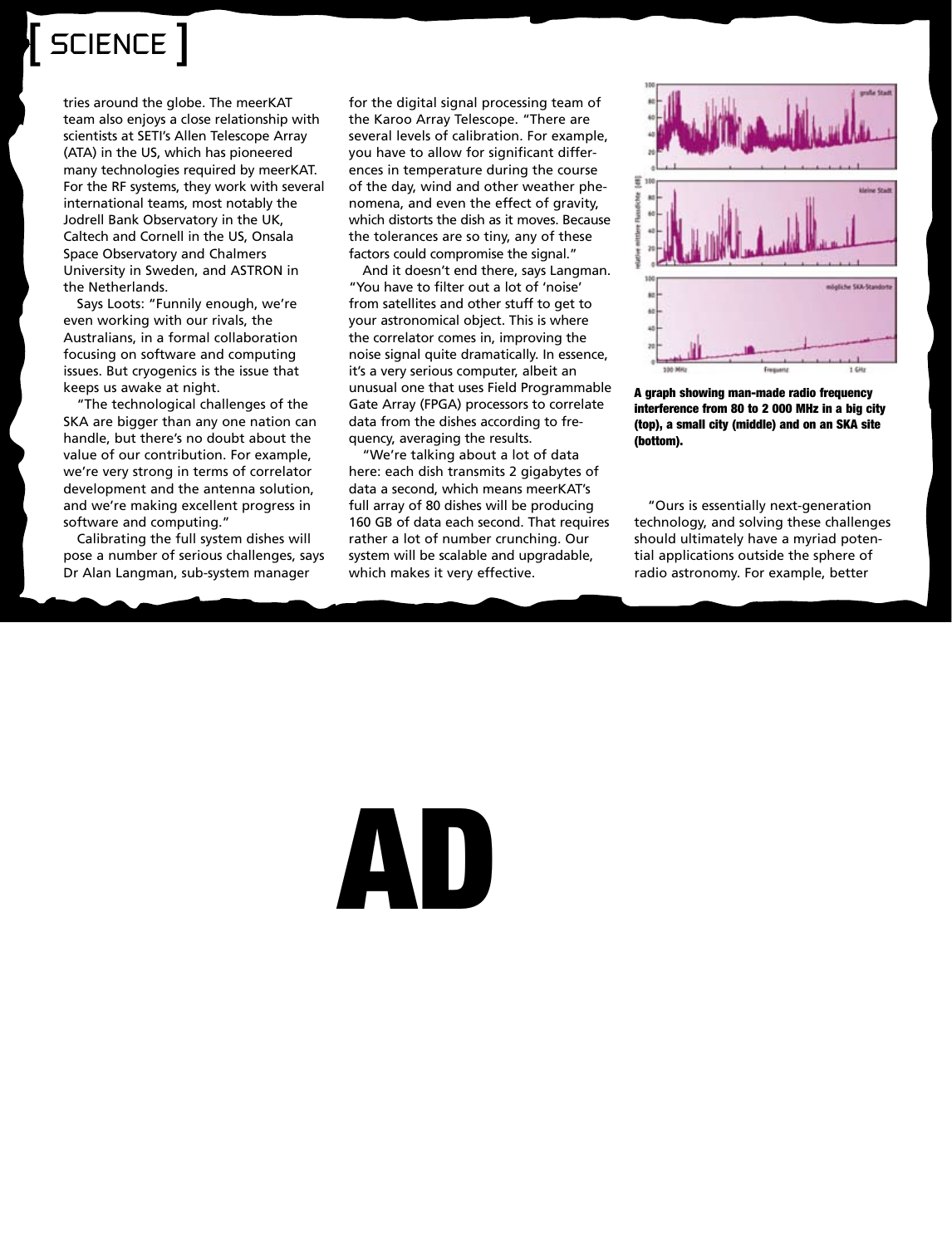tries around the globe. The meerKAT team also enjoys a close relationship with scientists at SETI's Allen Telescope Array (ATA) in the US, which has pioneered many technologies required by meerKAT. For the RF systems, they work with several international teams, most notably the Jodrell Bank Observatory in the UK, Caltech and Cornell in the US, Onsala Space Observatory and Chalmers University in Sweden, and ASTRON in the Netherlands.

Says Loots: "Funnily enough, we're even working with our rivals, the Australians, in a formal collaboration focusing on software and computing issues. But cryogenics is the issue that keeps us awake at night.

"The technological challenges of the SKA are bigger than any one nation can handle, but there's no doubt about the value of our contribution. For example, we're very strong in terms of correlator development and the antenna solution, and we're making excellent progress in software and computing."

Calibrating the full system dishes will pose a number of serious challenges, says Dr Alan Langman, sub-system manager for the digital signal processing team of the Karoo Array Telescope. "There are several levels of calibration. For example, you have to allow for significant differences in temperature during the course of the day, wind and other weather phenomena, and even the effect of gravity, which distorts the dish as it moves. Because the tolerances are so tiny, any of these factors could compromise the signal."

And it doesn't end there, says Langman. "You have to filter out a lot of 'noise' from satellites and other stuff to get to your astronomical object. This is where the correlator comes in, improving the noise signal quite dramatically. In essence, it's a very serious computer, albeit an unusual one that uses Field Programmable Gate Array (FPGA) processors to correlate data from the dishes according to frequency, averaging the results.

"We're talking about a lot of data here: each dish transmits 2 gigabytes of data a second, which means meerKAT's full array of 80 dishes will be producing 160 GB of data each second. That requires rather a lot of number crunching. Our system will be scalable and upgradable, which makes it very effective.

**A graph showing man-made radio frequency interference from 80 to 2 000 MHz in a big city (top), a small city (middle) and on an SKA site (bottom).**

"Ours is essentially next-generation technology, and solving these challenges should ultimately have a myriad potential applications outside the sphere of radio astronomy. For example, better

AD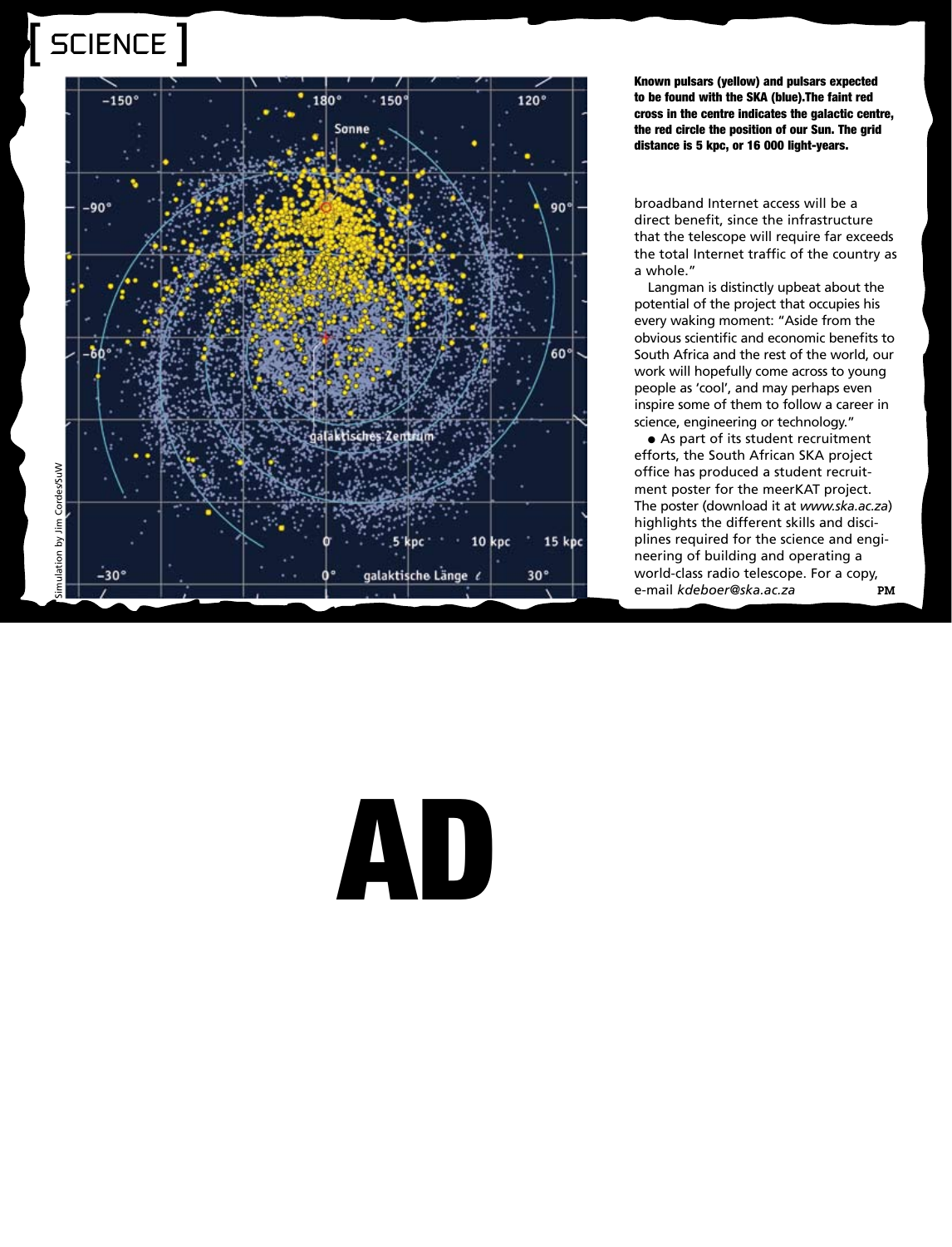[ SCIENCE ]

Simulation by Jim Cordes/SuW

−150°
180°
150°
120°
Sonne
−90°
90°
−60°
60°
galaktisches Zentrum
0
5 kpc
10 kpc
15 kpc
−30°
0°
galaktische Länge ℓ
30°

**Known pulsars (yellow) and pulsars expected to be found with the SKA (blue).The faint red cross in the centre indicates the galactic centre, the red circle the position of our Sun. The grid distance is 5 kpc, or 16 000 light-years.**

broadband Internet access will be a direct benefit, since the infrastructure that the telescope will require far exceeds the total Internet traffic of the country as a whole."

Langman is distinctly upbeat about the potential of the project that occupies his every waking moment: "Aside from the obvious scientific and economic benefits to South Africa and the rest of the world, our work will hopefully come across to young people as 'cool', and may perhaps even inspire some of them to follow a career in science, engineering or technology."

● As part of its student recruitment efforts, the South African SKA project office has produced a student recruitment poster for the meerKAT project. The poster (download it at *www.ska.ac.za*) highlights the different skills and disciplines required for the science and engineering of building and operating a world-class radio telescope. For a copy, e-mail *kdeboer@ska.ac.za* **PM**

AD